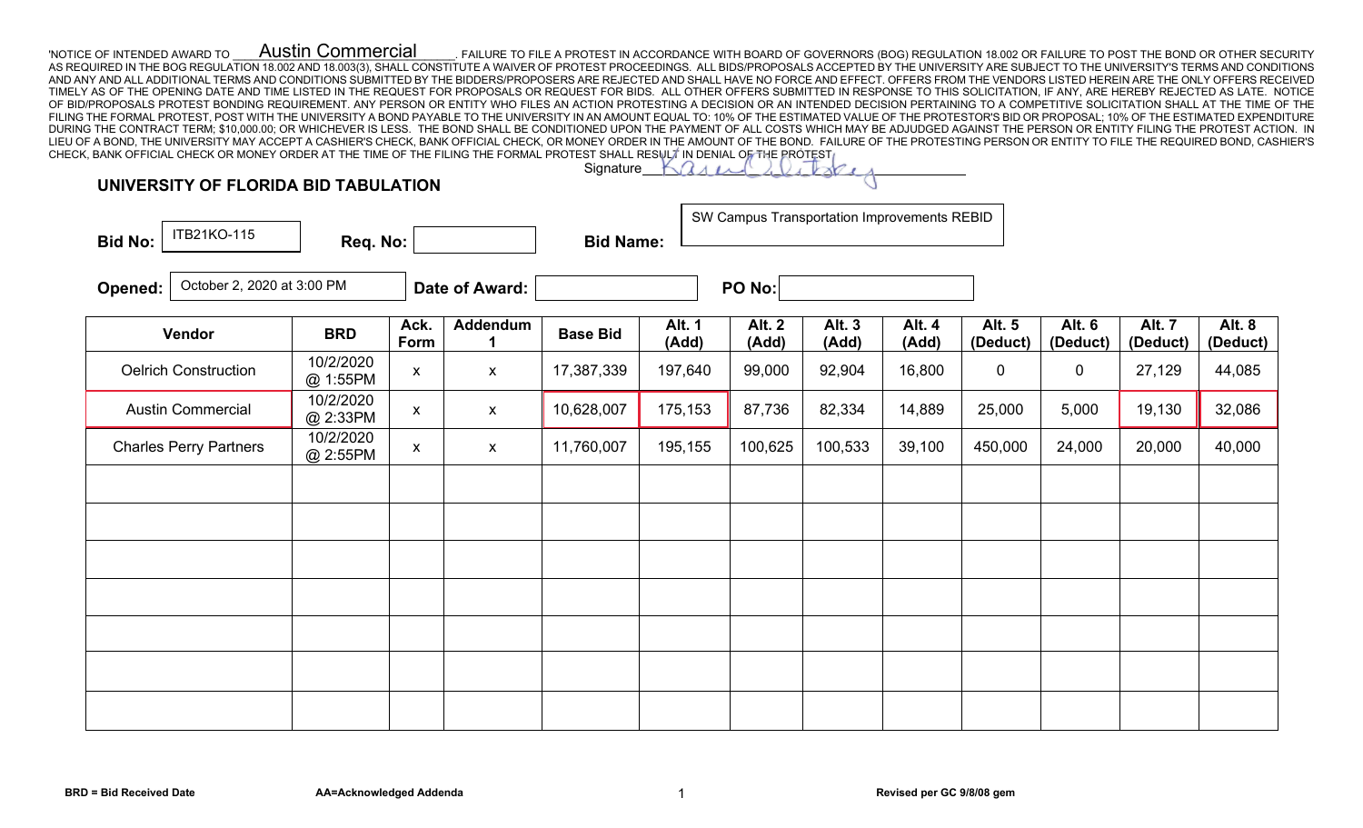'NOTICE OF INTENDED AWARD TO Austin Commercial. FAILURE TO FILE A PROTEST IN ACCORDANCE WITH BOARD OF GOVERNORS (BOG) REGULATION 18.002 OR FAILURE TO POST THE BOND OR OTHER SECURITY AS REQUIRED IN THE BOG REGULATION 18.002 AND 18.003(3), SHALL CONSTITUTE A WAIVER OF PROTEST PROCEEDINGS. ALL BIDS/PROPOSALS ACCEPTED BY THE UNIVERSITY ARE SUBJECT TO THE UNIVERSITY'S TERMS AND CONDITIONS AND ANY AND ALL ADDITIONAL TERMS AND CONDITIONS SUBMITTED BY THE BIDDERS/PROPOSERS ARE REJECTED AND SHALL HAVE NO FORCE AND EFFECT. OFFERS FROM THE VENDORS LISTED HEREIN ARE THE ONLY OFFERS RECEIVED TIMELY AS OF THE OPENING DATE AND TIME LISTED IN THE REQUEST FOR PROPOSALS OR REQUEST FOR BIDS. ALL OTHER OFFERS SUBMITTED IN RESPONSE TO THIS SOLICITATION, IF ANY, ARE HEREBY REJECTED AS LATE. NOTICE OF BID/PROPOSALS PROTEST BONDING REQUIREMENT. ANY PERSON OR ENTITY WHO FILES AN ACTION PROTESTING A DECISION OR AN INTENDED DECISION PERTAINING TO A COMPETITIVE SOLICITATION SHALL AT THE TIME OF THE FILING THE FORMAL PROTEST, POST WITH THE UNIVERSITY A BOND PAYABLE TO THE UNIVERSITY IN AN AMOUNT EQUAL TO: 10% OF THE ESTIMATED VALUE OF THE PROTESTOR'S BID OR PROPOSAL; 10% OF THE ESTIMATED EXPENDITURE DURING THE CONTRACT TERM; $10,000.00; OR WHICHEVER IS LESS. THE BOND SHALL BE CONDITIONED UPON THE PAYMENT OF ALL COSTS WHICH MAY BE ADJUDGED AGAINST THE PERSON OR ENTITY FILING THE PROTEST ACTION. IN LIEU OF A BOND, THE UNIVERSITY MAY ACCEPT A CASHIER'S CHECK, BANK OFFICIAL CHECK, OR MONEY ORDER IN THE AMOUNT OF THE BOND. FAILURE OF THE PROTESTING PERSON OR ENTITY TO FILE THE REQUIRED BOND, CASHIER'S CHECK, BANK OFFICIAL CHECK OR MONEY ORDER AT THE TIME OF THE FILING THE FORMAL PROTEST SHALL RESULT IN DENIAL OF THE PROTEST.

Signature ___________________

## UNIVERSITY OF FLORIDA BID TABULATION

**Bid No:** ITB21KO-115 **Req. No:** **Bid Name:** SW Campus Transportation Improvements REBID

**Opened:** October 2, 2020 at 3:00 PM **Date of Award:** **PO No:**

| Vendor | BRD | Ack. Form | Addendum 1 | Base Bid | Alt. 1 (Add) | Alt. 2 (Add) | Alt. 3 (Add) | Alt. 4 (Add) | Alt. 5 (Deduct) | Alt. 6 (Deduct) | Alt. 7 (Deduct) | Alt. 8 (Deduct) |
|---|---|---|---|---|---|---|---|---|---|---|---|---|
| Oelrich Construction | 10/2/2020 @ 1:55PM | x | x | 17,387,339 | 197,640 | 99,000 | 92,904 | 16,800 | 0 | 0 | 27,129 | 44,085 |
| Austin Commercial | 10/2/2020 @ 2:33PM | x | x | 10,628,007 | 175,153 | 87,736 | 82,334 | 14,889 | 25,000 | 5,000 | 19,130 | 32,086 |
| Charles Perry Partners | 10/2/2020 @ 2:55PM | x | x | 11,760,007 | 195,155 | 100,625 | 100,533 | 39,100 | 450,000 | 24,000 | 20,000 | 40,000 |
| | | | | | | | | | | | | |
| | | | | | | | | | | | | |
| | | | | | | | | | | | | |
| | | | | | | | | | | | | |
| | | | | | | | | | | | | |
| | | | | | | | | | | | | |
| | | | | | | | | | | | | |

**BRD = Bid Received Date** **AA=Acknowledged Addenda** **Revised per GC 9/8/08 gem**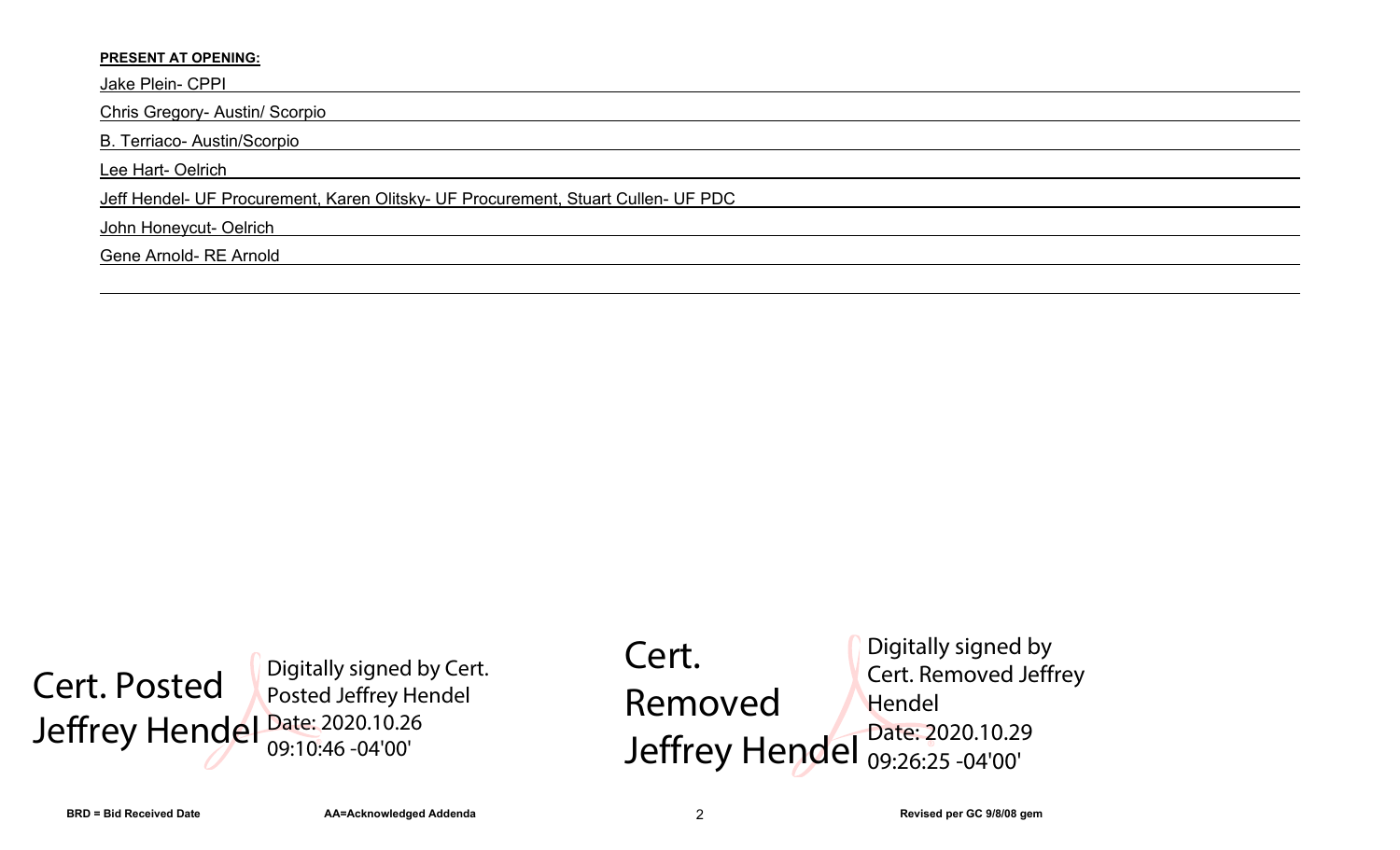**PRESENT AT OPENING:**

Jake Plein- CPPI

Chris Gregory- Austin/ Scorpio

B. Terriaco- Austin/Scorpio

Lee Hart- Oelrich

Jeff Hendel- UF Procurement, Karen Olitsky- UF Procurement, Stuart Cullen- UF PDC

John Honeycut- Oelrich

Gene Arnold- RE Arnold

Cert. Posted Jeffrey Hendel

Digitally signed by Cert. Posted Jeffrey Hendel
Date: 2020.10.26 09:10:46 -04'00'

Cert. Removed Jeffrey Hendel

Digitally signed by Cert. Removed Jeffrey Hendel
Date: 2020.10.29 09:26:25 -04'00'

**BRD = Bid Received Date** **AA=Acknowledged Addenda** **Revised per GC 9/8/08 gem**